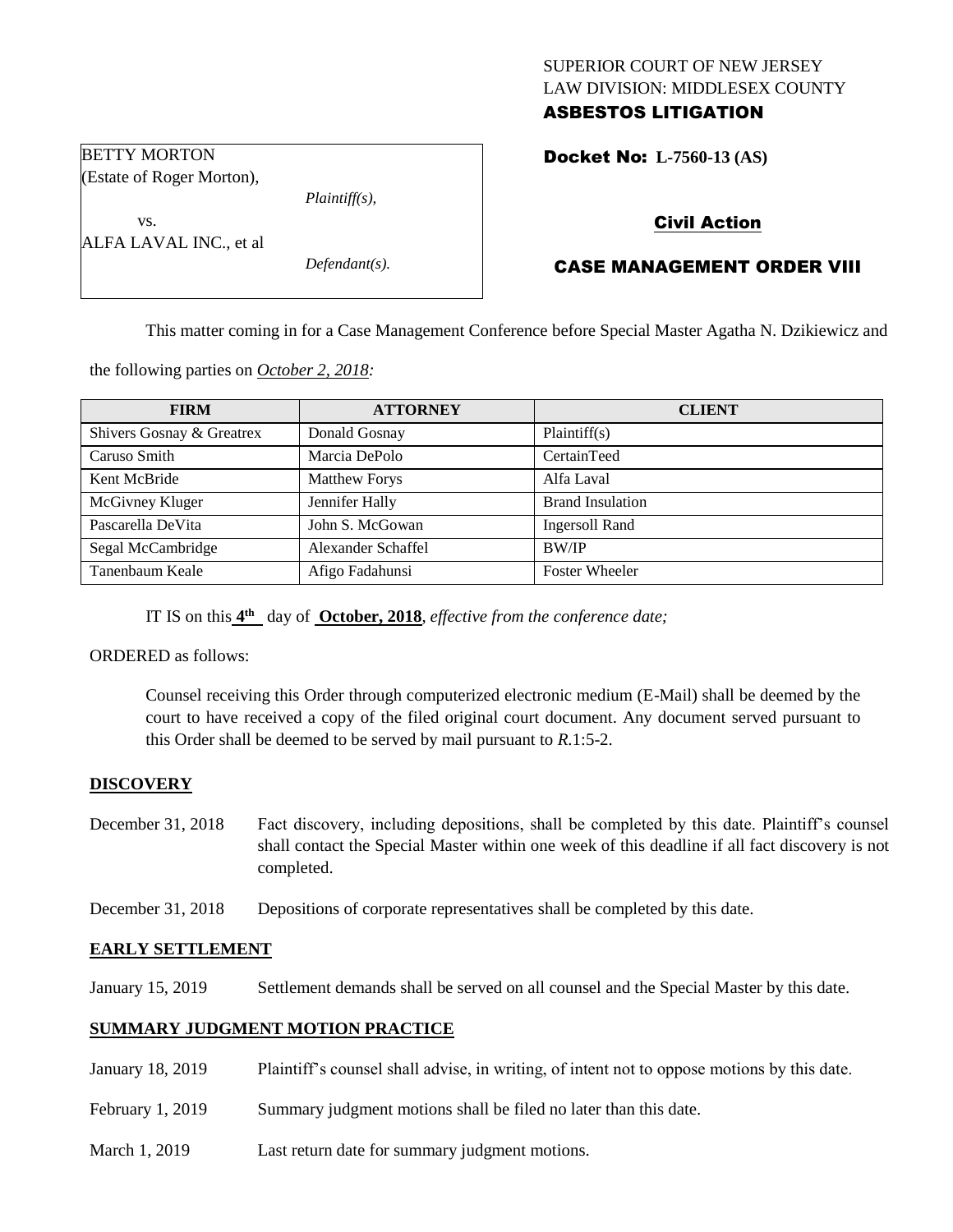SUPERIOR COURT OF NEW JERSEY
LAW DIVISION: MIDDLESEX COUNTY
**ASBESTOS LITIGATION**

BETTY MORTON
(Estate of Roger Morton),

*Plaintiff(s),*

vs.

ALFA LAVAL INC., et al

*Defendant(s).*

**Docket No: L-7560-13 (AS)**

**Civil Action**

**CASE MANAGEMENT ORDER VIII**

This matter coming in for a Case Management Conference before Special Master Agatha N. Dzikiewicz and the following parties on *October 2, 2018:*

| FIRM | ATTORNEY | CLIENT |
|---|---|---|
| Shivers Gosnay & Greatrex | Donald Gosnay | Plaintiff(s) |
| Caruso Smith | Marcia DePolo | CertainTeed |
| Kent McBride | Matthew Forys | Alfa Laval |
| McGivney Kluger | Jennifer Hally | Brand Insulation |
| Pascarella DeVita | John S. McGowan | Ingersoll Rand |
| Segal McCambridge | Alexander Schaffel | BW/IP |
| Tanenbaum Keale | Afigo Fadahunsi | Foster Wheeler |

IT IS on this **4th** day of **October, 2018**, *effective from the conference date;*

ORDERED as follows:

Counsel receiving this Order through computerized electronic medium (E-Mail) shall be deemed by the court to have received a copy of the filed original court document. Any document served pursuant to this Order shall be deemed to be served by mail pursuant to *R*.1:5-2.

**DISCOVERY**

December 31, 2018 — Fact discovery, including depositions, shall be completed by this date. Plaintiff's counsel shall contact the Special Master within one week of this deadline if all fact discovery is not completed.

December 31, 2018 — Depositions of corporate representatives shall be completed by this date.

**EARLY SETTLEMENT**

January 15, 2019 — Settlement demands shall be served on all counsel and the Special Master by this date.

**SUMMARY JUDGMENT MOTION PRACTICE**

January 18, 2019 — Plaintiff's counsel shall advise, in writing, of intent not to oppose motions by this date.

February 1, 2019 — Summary judgment motions shall be filed no later than this date.

March 1, 2019 — Last return date for summary judgment motions.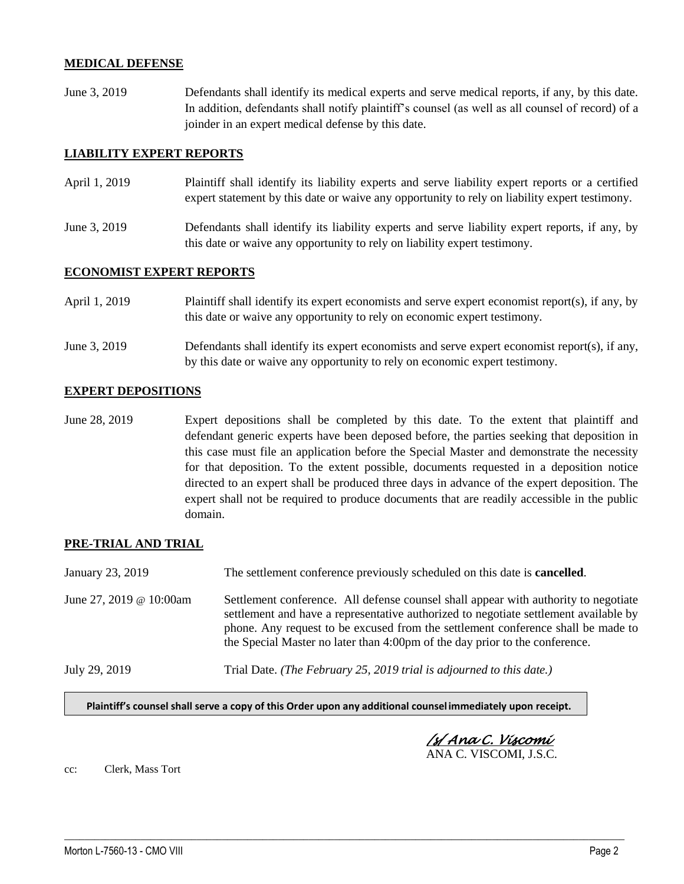**MEDICAL DEFENSE**

June 3, 2019 — Defendants shall identify its medical experts and serve medical reports, if any, by this date. In addition, defendants shall notify plaintiff's counsel (as well as all counsel of record) of a joinder in an expert medical defense by this date.

**LIABILITY EXPERT REPORTS**

April 1, 2019 — Plaintiff shall identify its liability experts and serve liability expert reports or a certified expert statement by this date or waive any opportunity to rely on liability expert testimony.

June 3, 2019 — Defendants shall identify its liability experts and serve liability expert reports, if any, by this date or waive any opportunity to rely on liability expert testimony.

**ECONOMIST EXPERT REPORTS**

April 1, 2019 — Plaintiff shall identify its expert economists and serve expert economist report(s), if any, by this date or waive any opportunity to rely on economic expert testimony.

June 3, 2019 — Defendants shall identify its expert economists and serve expert economist report(s), if any, by this date or waive any opportunity to rely on economic expert testimony.

**EXPERT DEPOSITIONS**

June 28, 2019 — Expert depositions shall be completed by this date. To the extent that plaintiff and defendant generic experts have been deposed before, the parties seeking that deposition in this case must file an application before the Special Master and demonstrate the necessity for that deposition. To the extent possible, documents requested in a deposition notice directed to an expert shall be produced three days in advance of the expert deposition. The expert shall not be required to produce documents that are readily accessible in the public domain.

**PRE-TRIAL AND TRIAL**

January 23, 2019 — The settlement conference previously scheduled on this date is **cancelled**.

June 27, 2019 @ 10:00am — Settlement conference. All defense counsel shall appear with authority to negotiate settlement and have a representative authorized to negotiate settlement available by phone. Any request to be excused from the settlement conference shall be made to the Special Master no later than 4:00pm of the day prior to the conference.

July 29, 2019 — Trial Date. *(The February 25, 2019 trial is adjourned to this date.)*

**Plaintiff's counsel shall serve a copy of this Order upon any additional counsel immediately upon receipt.**

*/s/ Ana C. Viscomi*
ANA C. VISCOMI, J.S.C.

cc: Clerk, Mass Tort

Morton L-7560-13 - CMO VIII